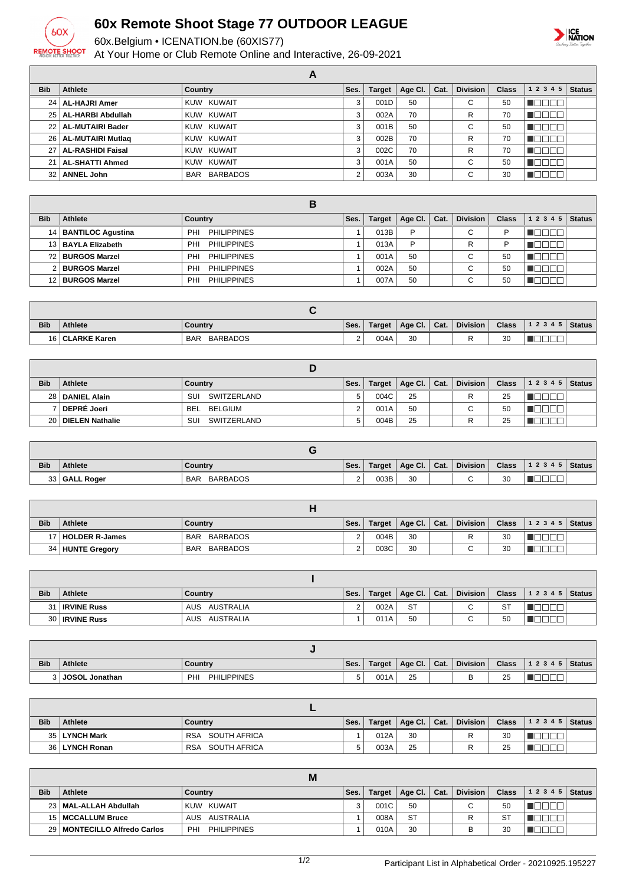# 60x Remote Shoot Stage 77 OUTDOOR LEAGUE

60x.Belgium • ICENATION.be (60XIS77)

At Your Home or Club Remote Online and Interactive, 26-09-2021

| A | | | | | | | | | | |
|---|---|---|---|---|---|---|---|---|---|---|
| **Bib** | **Athlete** | **Country** | **Ses.** | **Target** | **Age Cl.** | **Cat.** | **Division** | **Class** | **1 2 3 4 5** | **Status** |
| 24 | **AL-HAJRI Amer** | KUW KUWAIT | 3 | 001D | 50 | | C | 50 | ■□□□□ | |
| 25 | **AL-HARBI Abdullah** | KUW KUWAIT | 3 | 002A | 70 | | R | 70 | ■□□□□ | |
| 22 | **AL-MUTAIRI Bader** | KUW KUWAIT | 3 | 001B | 50 | | C | 50 | ■□□□□ | |
| 26 | **AL-MUTAIRI Mutlaq** | KUW KUWAIT | 3 | 002B | 70 | | R | 70 | ■□□□□ | |
| 27 | **AL-RASHIDI Faisal** | KUW KUWAIT | 3 | 002C | 70 | | R | 70 | ■□□□□ | |
| 21 | **AL-SHATTI Ahmed** | KUW KUWAIT | 3 | 001A | 50 | | C | 50 | ■□□□□ | |
| 32 | **ANNEL John** | BAR BARBADOS | 2 | 003A | 30 | | C | 30 | ■□□□□ | |

| B | | | | | | | | | | |
|---|---|---|---|---|---|---|---|---|---|---|
| **Bib** | **Athlete** | **Country** | **Ses.** | **Target** | **Age Cl.** | **Cat.** | **Division** | **Class** | **1 2 3 4 5** | **Status** |
| 14 | **BANTILOC Agustina** | PHI PHILIPPINES | 1 | 013B | P | | C | P | ■□□□□ | |
| 13 | **BAYLA Elizabeth** | PHI PHILIPPINES | 1 | 013A | P | | R | P | ■□□□□ | |
| ?2 | **BURGOS Marzel** | PHI PHILIPPINES | 1 | 001A | 50 | | C | 50 | ■□□□□ | |
| 2 | **BURGOS Marzel** | PHI PHILIPPINES | 1 | 002A | 50 | | C | 50 | ■□□□□ | |
| 12 | **BURGOS Marzel** | PHI PHILIPPINES | 1 | 007A | 50 | | C | 50 | ■□□□□ | |

| C | | | | | | | | | | |
|---|---|---|---|---|---|---|---|---|---|---|
| **Bib** | **Athlete** | **Country** | **Ses.** | **Target** | **Age Cl.** | **Cat.** | **Division** | **Class** | **1 2 3 4 5** | **Status** |
| 16 | **CLARKE Karen** | BAR BARBADOS | 2 | 004A | 30 | | R | 30 | ■□□□□ | |

| D | | | | | | | | | | |
|---|---|---|---|---|---|---|---|---|---|---|
| **Bib** | **Athlete** | **Country** | **Ses.** | **Target** | **Age Cl.** | **Cat.** | **Division** | **Class** | **1 2 3 4 5** | **Status** |
| 28 | **DANIEL Alain** | SUI SWITZERLAND | 5 | 004C | 25 | | R | 25 | ■□□□□ | |
| 7 | **DEPRÉ Joeri** | BEL BELGIUM | 2 | 001A | 50 | | C | 50 | ■□□□□ | |
| 20 | **DIELEN Nathalie** | SUI SWITZERLAND | 5 | 004B | 25 | | R | 25 | ■□□□□ | |

| G | | | | | | | | | | |
|---|---|---|---|---|---|---|---|---|---|---|
| **Bib** | **Athlete** | **Country** | **Ses.** | **Target** | **Age Cl.** | **Cat.** | **Division** | **Class** | **1 2 3 4 5** | **Status** |
| 33 | **GALL Roger** | BAR BARBADOS | 2 | 003B | 30 | | C | 30 | ■□□□□ | |

| H | | | | | | | | | | |
|---|---|---|---|---|---|---|---|---|---|---|
| **Bib** | **Athlete** | **Country** | **Ses.** | **Target** | **Age Cl.** | **Cat.** | **Division** | **Class** | **1 2 3 4 5** | **Status** |
| 17 | **HOLDER R-James** | BAR BARBADOS | 2 | 004B | 30 | | R | 30 | ■□□□□ | |
| 34 | **HUNTE Gregory** | BAR BARBADOS | 2 | 003C | 30 | | C | 30 | ■□□□□ | |

| I | | | | | | | | | | |
|---|---|---|---|---|---|---|---|---|---|---|
| **Bib** | **Athlete** | **Country** | **Ses.** | **Target** | **Age Cl.** | **Cat.** | **Division** | **Class** | **1 2 3 4 5** | **Status** |
| 31 | **IRVINE Russ** | AUS AUSTRALIA | 2 | 002A | ST | | C | ST | ■□□□□ | |
| 30 | **IRVINE Russ** | AUS AUSTRALIA | 1 | 011A | 50 | | C | 50 | ■□□□□ | |

| J | | | | | | | | | | |
|---|---|---|---|---|---|---|---|---|---|---|
| **Bib** | **Athlete** | **Country** | **Ses.** | **Target** | **Age Cl.** | **Cat.** | **Division** | **Class** | **1 2 3 4 5** | **Status** |
| 3 | **JOSOL Jonathan** | PHI PHILIPPINES | 5 | 001A | 25 | | B | 25 | ■□□□□ | |

| L | | | | | | | | | | |
|---|---|---|---|---|---|---|---|---|---|---|
| **Bib** | **Athlete** | **Country** | **Ses.** | **Target** | **Age Cl.** | **Cat.** | **Division** | **Class** | **1 2 3 4 5** | **Status** |
| 35 | **LYNCH Mark** | RSA SOUTH AFRICA | 1 | 012A | 30 | | R | 30 | ■□□□□ | |
| 36 | **LYNCH Ronan** | RSA SOUTH AFRICA | 5 | 003A | 25 | | R | 25 | ■□□□□ | |

| M | | | | | | | | | | |
|---|---|---|---|---|---|---|---|---|---|---|
| **Bib** | **Athlete** | **Country** | **Ses.** | **Target** | **Age Cl.** | **Cat.** | **Division** | **Class** | **1 2 3 4 5** | **Status** |
| 23 | **MAL-ALLAH Abdullah** | KUW KUWAIT | 3 | 001C | 50 | | C | 50 | ■□□□□ | |
| 15 | **MCCALLUM Bruce** | AUS AUSTRALIA | 1 | 008A | ST | | R | ST | ■□□□□ | |
| 29 | **MONTECILLO Alfredo Carlos** | PHI PHILIPPINES | 1 | 010A | 30 | | B | 30 | ■□□□□ | |

Participant List in Alphabetical Order - 20210925.195227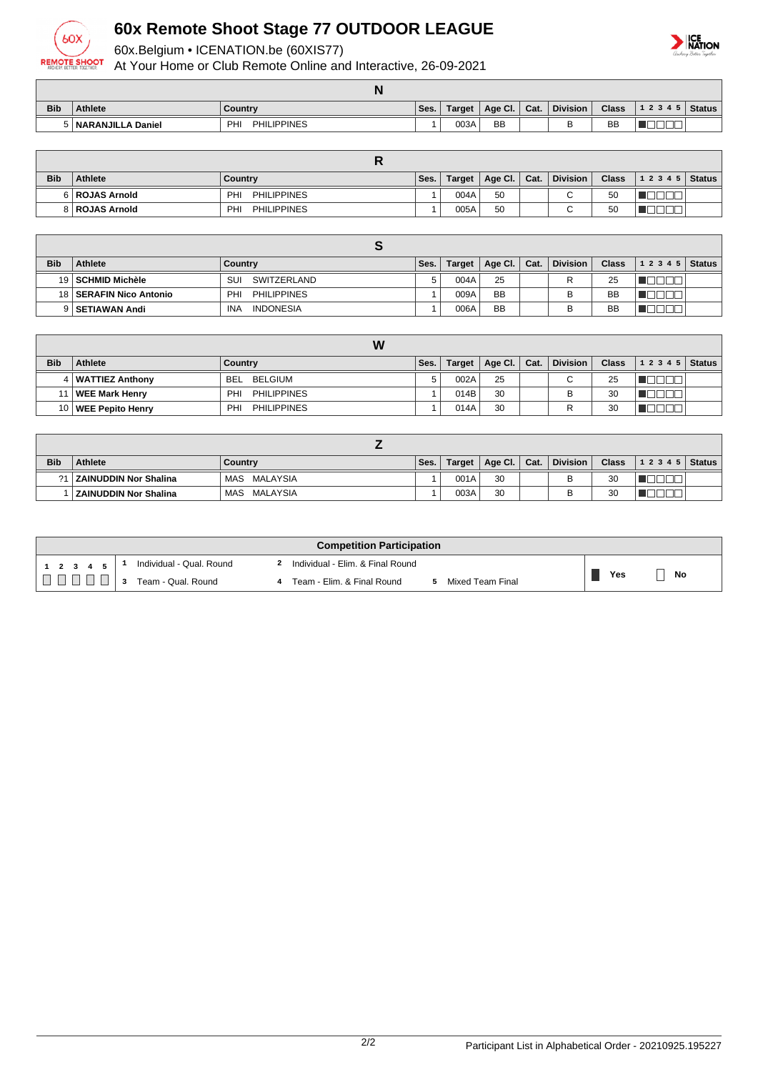# 60x Remote Shoot Stage 77 OUTDOOR LEAGUE

60x.Belgium • ICENATION.be (60XIS77)

At Your Home or Club Remote Online and Interactive, 26-09-2021

**N**

| Bib | Athlete | Country | Ses. | Target | Age Cl. | Cat. | Division | Class | 1 2 3 4 5 | Status |
|---|---|---|---|---|---|---|---|---|---|---|
| 5 | **NARANJILLA Daniel** | PHI PHILIPPINES | 1 | 003A | BB | | B | BB | ■□□□□ | |

**R**

| Bib | Athlete | Country | Ses. | Target | Age Cl. | Cat. | Division | Class | 1 2 3 4 5 | Status |
|---|---|---|---|---|---|---|---|---|---|---|
| 6 | **ROJAS Arnold** | PHI PHILIPPINES | 1 | 004A | 50 | | C | 50 | ■□□□□ | |
| 8 | **ROJAS Arnold** | PHI PHILIPPINES | 1 | 005A | 50 | | C | 50 | ■□□□□ | |

**S**

| Bib | Athlete | Country | Ses. | Target | Age Cl. | Cat. | Division | Class | 1 2 3 4 5 | Status |
|---|---|---|---|---|---|---|---|---|---|---|
| 19 | **SCHMID Michèle** | SUI SWITZERLAND | 5 | 004A | 25 | | R | 25 | ■□□□□ | |
| 18 | **SERAFIN Nico Antonio** | PHI PHILIPPINES | 1 | 009A | BB | | B | BB | ■□□□□ | |
| 9 | **SETIAWAN Andi** | INA INDONESIA | 1 | 006A | BB | | B | BB | ■□□□□ | |

**W**

| Bib | Athlete | Country | Ses. | Target | Age Cl. | Cat. | Division | Class | 1 2 3 4 5 | Status |
|---|---|---|---|---|---|---|---|---|---|---|
| 4 | **WATTIEZ Anthony** | BEL BELGIUM | 5 | 002A | 25 | | C | 25 | ■□□□□ | |
| 11 | **WEE Mark Henry** | PHI PHILIPPINES | 1 | 014B | 30 | | B | 30 | ■□□□□ | |
| 10 | **WEE Pepito Henry** | PHI PHILIPPINES | 1 | 014A | 30 | | R | 30 | ■□□□□ | |

**Z**

| Bib | Athlete | Country | Ses. | Target | Age Cl. | Cat. | Division | Class | 1 2 3 4 5 | Status |
|---|---|---|---|---|---|---|---|---|---|---|
| ?1 | **ZAINUDDIN Nor Shalina** | MAS MALAYSIA | 1 | 001A | 30 | | B | 30 | ■□□□□ | |
| 1 | **ZAINUDDIN Nor Shalina** | MAS MALAYSIA | 1 | 003A | 30 | | B | 30 | ■□□□□ | |

**Competition Participation**

| 1 2 3 4 5 | | | | |
|---|---|---|---|---|
| □□□□□ | 1 Individual - Qual. Round | 2 Individual - Elim. & Final Round | | ■ Yes □ No |
| | 3 Team - Qual. Round | 4 Team - Elim. & Final Round | 5 Mixed Team Final | |

Participant List in Alphabetical Order - 20210925.195227